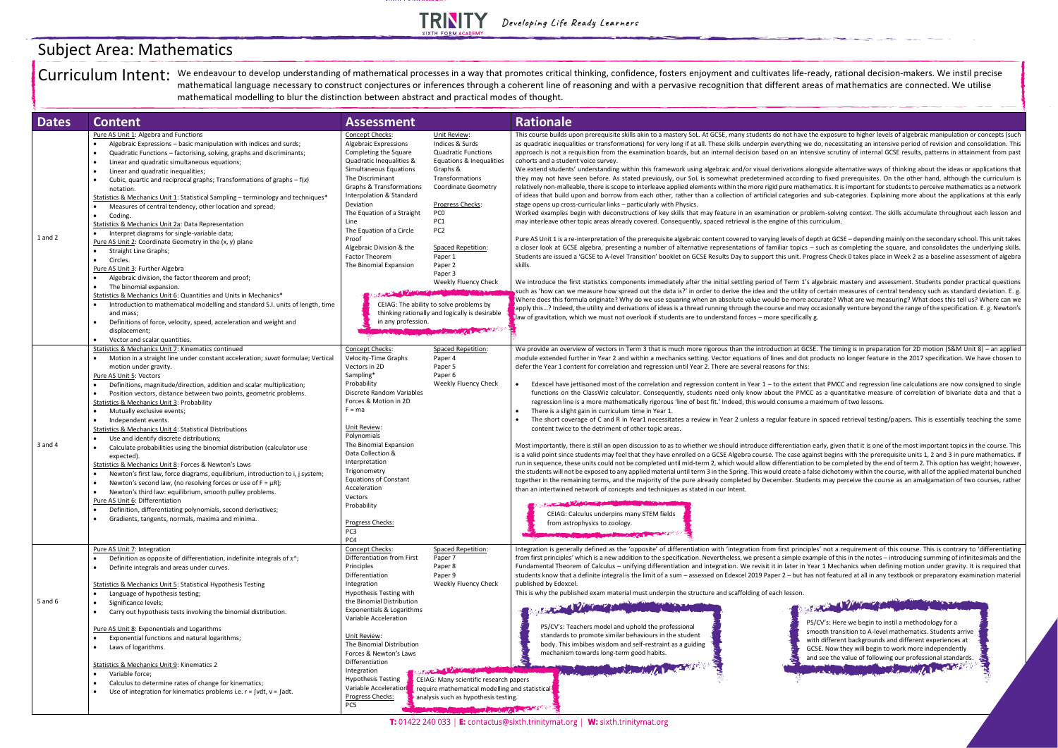# Subject Area: Mathematics

**Curriculum Intent:** We endeavour to develop understanding of mathematical processes in a way that promotes critical thinking, confidence, fosters enjoyment and cultivates life-ready, rational decision-makers. We instil precise mathematical language necessary to construct conjectures or inferences through a coherent line of reasoning and with a pervasive recognition that different areas of mathematics are connected. We utilise mathematical modelling to blur the distinction between abstract and practical modes of thought.

| Dates | Content | Assessment | Rationale |
|---|---|---|---|
| 1 and 2 | Pure AS Unit 1: Algebra and Functions<br>• Algebraic Expressions – basic manipulation with indices and surds;<br>• Quadratic Functions – factorising, solving, graphs and discriminants;<br>• Linear and quadratic simultaneous equations;<br>• Linear and quadratic inequalities;<br>• Cubic, quartic and reciprocal graphs; Transformations of graphs – f(x) notation.<br>Statistics & Mechanics Unit 1: Statistical Sampling – terminology and techniques*<br>• Measures of central tendency, other location and spread;<br>• Coding.<br>Statistics & Mechanics Unit 2a: Data Representation<br>• Interpret diagrams for single-variable data;<br>Pure AS Unit 2: Coordinate Geometry in the (x, y) plane<br>• Straight Line Graphs;<br>• Circles.<br>Pure AS Unit 3: Further Algebra<br>• Algebraic division, the factor theorem and proof;<br>• The binomial expansion.<br>Statistics & Mechanics Unit 6: Quantities and Units in Mechanics*<br>• Introduction to mathematical modelling and standard S.I. units of length, time and mass;<br>• Definitions of force, velocity, speed, acceleration and weight and displacement;<br>• Vector and scalar quantities. | Concept Checks:<br>Algebraic Expressions<br>Completing the Square<br>Quadratic Inequalities &<br>Simultaneous Equations<br>The Discriminant<br>Graphs & Transformations<br>Interpolation & Standard Deviation<br>The Equation of a Straight Line<br>The Equation of a Circle<br>Proof<br>Algebraic Division & the Factor Theorem<br>The Binomial Expansion<br><br>Unit Review:<br>Indices & Surds<br>Quadratic Functions<br>Equations & Inequalities<br>Graphs & Transformations<br>Coordinate Geometry<br><br>Progress Checks:<br>PC0<br>PC1<br>PC2<br><br>Spaced Repetition:<br>Paper 1<br>Paper 2<br>Paper 3<br>Weekly Fluency Check<br><br>CEIAG: The ability to solve problems by thinking rationally and logically is desirable in any profession. | This course builds upon prerequisite skills akin to a mastery SoL. At GCSE, many students do not have the exposure to higher levels of algebraic manipulation or concepts (such as quadratic inequalities or transformations) for very long if at all. These skills underpin everything we do, necessitating an intensive period of revision and consolidation. This approach is not a requisition from the examination boards, but an internal decision based on an intensive scrutiny of internal GCSE results, patterns in attainment from past cohorts and a student voice survey.<br>We extend students' understanding within this framework using algebraic and/or visual derivations alongside alternative ways of thinking about the ideas or applications that they may not have seen before. As stated previously, our SoL is somewhat predetermined according to fixed prerequisites. On the other hand, although the curriculum is relatively non-malleable, there is scope to interleave applied elements within the more rigid pure mathematics. It is important for students to perceive mathematics as a network of ideas that build upon and borrow from each other, rather than a collection of artificial categories and sub-categories. Explaining more about the applications at this early stage opens up cross-curricular links – particularly with Physics.<br>Worked examples begin with deconstructions of key skills that may feature in an examination or problem-solving context. The skills accumulate throughout each lesson and may interleave other topic areas already covered. Consequently, spaced retrieval is the engine of this curriculum.<br><br>Pure AS Unit 1 is a re-interpretation of the prerequisite algebraic content covered to varying levels of depth at GCSE – depending mainly on the secondary school. This unit takes a closer look at GCSE algebra, presenting a number of alternative representations of familiar topics – such as completing the square, and consolidates the underlying skills. Students are issued a 'GCSE to A-level Transition' booklet on GCSE Results Day to support this unit. Progress Check 0 takes place in Week 2 as a baseline assessment of algebra skills.<br><br>We introduce the first statistics components immediately after the initial settling period of Term 1's algebraic mastery and assessment. Students ponder practical questions such as 'how can we measure how spread out the data is?' in order to derive the idea and the utility of certain measures of central tendency such as standard deviation. E. g. Where does this formula originate? Why do we use squaring when an absolute value would be more accurate? What are we measuring? What does this tell us? Where can we apply this…? Indeed, the utility and derivations of ideas is a thread running through the course and may occasionally venture beyond the range of the specification. E. g. Newton's law of gravitation, which we must not overlook if students are to understand forces – more specifically g. |
| 3 and 4 | Statistics & Mechanics Unit 7: Kinematics continued<br>• Motion in a straight line under constant acceleration; *suvat* formulae; Vertical motion under gravity.<br>Pure AS Unit 5: Vectors<br>• Definitions, magnitude/direction, addition and scalar multiplication;<br>• Position vectors, distance between two points, geometric problems.<br>Statistics & Mechanics Unit 3: Probability<br>• Mutually exclusive events;<br>• Independent events.<br>Statistics & Mechanics Unit 4: Statistical Distributions<br>• Use and identify discrete distributions;<br>• Calculate probabilities using the binomial distribution (calculator use expected).<br>Statistics & Mechanics Unit 8: Forces & Newton's Laws<br>• Newton's first law, force diagrams, equilibrium, introduction to i, j system;<br>• Newton's second law, (no resolving forces or use of $F = \mu R$);<br>• Newton's third law: equilibrium, smooth pulley problems.<br>Pure AS Unit 6: Differentiation<br>• Definition, differentiating polynomials, second derivatives;<br>• Gradients, tangents, normals, maxima and minima. | Concept Checks:<br>Velocity-Time Graphs<br>Vectors in 2D<br>Sampling*<br>Probability<br>Discrete Random Variables<br>Forces & Motion in 2D<br>$F = ma$<br><br>Unit Review:<br>Polynomials<br>The Binomial Expansion<br>Data Collection & Interpretation<br>Trigonometry<br>Equations of Constant Acceleration<br>Vectors<br>Probability<br><br>Progress Checks:<br>PC3<br>PC4<br><br>Spaced Repetition:<br>Paper 4<br>Paper 5<br>Paper 6<br>Weekly Fluency Check | We provide an overview of vectors in Term 3 that is much more rigorous than the introduction at GCSE. The timing is in preparation for 2D motion (S&M Unit 8) – an applied module extended further in Year 2 and within a mechanics setting. Vector equations of lines and dot products no longer feature in the 2017 specification. We have chosen to defer the Year 1 content for correlation and regression until Year 2. There are several reasons for this:<br><br>• Edexcel have jettisoned most of the correlation and regression content in Year 1 – to the extent that PMCC and regression line calculations are now consigned to single functions on the ClassWiz calculator. Consequently, students need only know about the PMCC as a quantitative measure of correlation of bivariate data and that a regression line is a more mathematically rigorous 'line of best fit.' Indeed, this would consume a maximum of two lessons.<br>• There is a slight gain in curriculum time in Year 1.<br>• The short coverage of C and R in Year1 necessitates a review in Year 2 unless a regular feature in spaced retrieval testing/papers. This is essentially teaching the same content twice to the detriment of other topic areas.<br><br>Most importantly, there is still an open discussion as to whether we should introduce differentiation early, given that it is one of the most important topics in the course. This is a valid point since students may feel that they have enrolled on a GCSE Algebra course. The case against begins with the prerequisite units 1, 2 and 3 in pure mathematics. If run in sequence, these units could not be completed until mid-term 2, which would allow differentiation to be completed by the end of term 2. This option has weight; however, the students will not be exposed to any applied material until term 3 in the Spring. This would create a false dichotomy within the course, with all of the applied material bunched together in the remaining terms, and the majority of the pure already completed by December. Students may perceive the course as an amalgamation of two courses, rather than an intertwined network of concepts and techniques as stated in our Intent.<br><br>CEIAG: Calculus underpins many STEM fields from astrophysics to zoology. |
| 5 and 6 | Pure AS Unit 7: Integration<br>• Definition as opposite of differentiation, indefinite integrals of $x^n$;<br>• Definite integrals and areas under curves.<br><br>Statistics & Mechanics Unit 5: Statistical Hypothesis Testing<br>• Language of hypothesis testing;<br>• Significance levels;<br>• Carry out hypothesis tests involving the binomial distribution.<br><br>Pure AS Unit 8: Exponentials and Logarithms<br>• Exponential functions and natural logarithms;<br>• Laws of logarithms.<br><br>Statistics & Mechanics Unit 9: Kinematics 2<br>• Variable force;<br>• Calculus to determine rates of change for kinematics;<br>• Use of integration for kinematics problems i.e. $r = \int v\,dt$, $v = \int a\,dt$. | Concept Checks:<br>Differentiation from First Principles<br>Differentiation<br>Integration<br>Hypothesis Testing with the Binomial Distribution<br>Exponentials & Logarithms<br>Variable Acceleration<br><br>Unit Review:<br>The Binomial Distribution<br>Forces & Newton's Laws<br>Differentiation<br>Integration<br>Hypothesis Testing<br>Variable Acceleration<br><br>Progress Checks:<br>PC5<br><br>Spaced Repetition:<br>Paper 7<br>Paper 8<br>Paper 9<br>Weekly Fluency Check<br><br>CEIAG: Many scientific research papers require mathematical modelling and statistical analysis such as hypothesis testing. | Integration is generally defined as the 'opposite' of differentiation with 'integration from first principles' not a requirement of this course. This is contrary to 'differentiating from first principles' which is a new addition to the specification. Nevertheless, we present a simple example of this in the notes – introducing summing of infinitesimals and the Fundamental Theorem of Calculus – unifying differentiation and integration. We revisit it in later in Year 1 Mechanics when defining motion under gravity. It is required that students know that a definite integral is the limit of a sum – assessed on Edexcel 2019 Paper 2 – but has not featured at all in any textbook or preparatory examination material published by Edexcel.<br>This is why the published exam material must underpin the structure and scaffolding of each lesson.<br><br>PS/CV's: Teachers model and uphold the professional standards to promote similar behaviours in the student body. This imbibes wisdom and self-restraint as a guiding mechanism towards long-term good habits.<br><br>PS/CV's: Here we begin to instil a methodology for a smooth transition to A-level mathematics. Students arrive with different backgrounds and different experiences at GCSE. Now they will begin to work more independently and see the value of following our professional standards. |

T: 01422 240 033 | E: contactus@sixth.trinitymat.org | W: sixth.trinitymat.org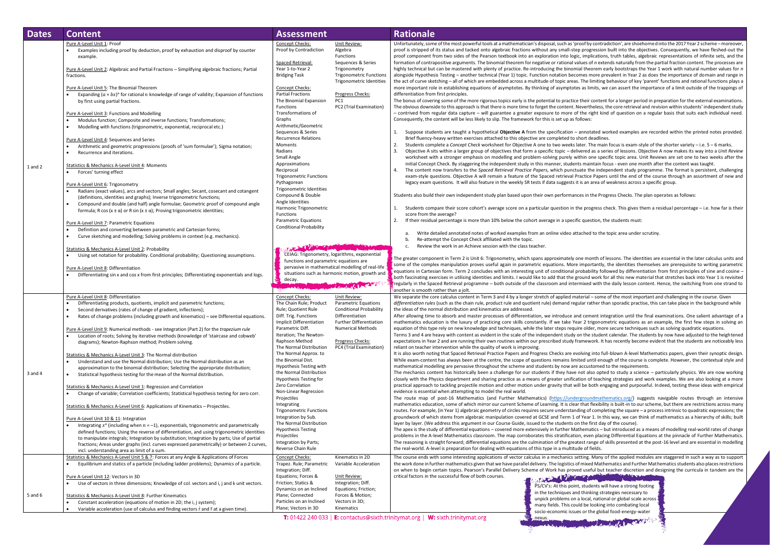| Dates | Content | Assessment | | Rationale |
|---|---|---|---|---|
| 1 and 2 | Pure A-Level Unit 1: Proof<br>• Examples including proof by deduction, proof by exhaustion and disproof by counter example.<br><br>Pure A-Level Unit 2: Algebraic and Partial Fractions – Simplifying algebraic fractions; Partial fractions.<br><br>Pure A-Level Unit 5: The Binomial Theorem<br>• Expanding $(a + bx)^n$ for rational $n$ knowledge of range of validity; Expansion of functions by first using partial fractions.<br><br>Pure A-Level Unit 3: Functions and Modelling<br>• Modulus function; Composite and inverse functions; Transformations;<br>• Modelling with functions (trigonometric, exponential, reciprocal etc.)<br><br>Pure A-Level Unit 4: Sequences and Series<br>• Arithmetic and geometric progressions (proofs of 'sum formulae'); Sigma notation;<br>• Recurrence and iterations.<br><br>Statistics & Mechanics A-Level Unit 4: Moments<br>• Forces' turning effect<br><br>Pure A-Level Unit 6: Trigonometry<br>• Radians (exact values), arcs and sectors; Small angles; Secant, cosecant and cotangent (definitions, identities and graphs); Inverse trigonometric functions;<br>• Compound and double (and half) angle formulae; Geometric proof of compound angle formula; R cos (x ± α) or R sin (x ± α); Proving trigonometric identities;<br><br>Pure A-Level Unit 7: Parametric Equations<br>• Definition and converting between parametric and Cartesian forms;<br>• Curve sketching and modelling; Solving problems in context (e.g. mechanics).<br><br>Statistics & Mechanics A-Level Unit 2: Probability<br>• Using set notation for probability. Conditional probability; Questioning assumptions.<br><br>Pure A-Level Unit 8: Differentiation<br>• Differentiating sin x and cos x from first principles; Differentiating exponentials and logs. | Concept Checks:<br>Proof by Contradiction<br><br>Spaced Retrieval:<br>Year 1-to-Year 2 Bridging Task<br><br>Concept Checks:<br>Partial Fractions<br>The Binomial Expansion<br>Functions<br>Transformations of Graphs<br>Arithmetic/Geometric Sequences & Series<br>Recurrence Relations<br>Moments<br>Radians<br>Small Angle Approximations<br>Reciprocal Trigonometric Functions<br>Pythagorean Trigonometric Identities<br>Compound & Double Angle Identities<br>Harmonic Trigonometric Functions<br>Parametric Equations<br>Conditional Probability<br><br>CEIAG: Trigonometry, logarithms, exponential functions and parametric equations are pervasive in mathematical modelling of real-life situations such as harmonic motion, growth and decay. | Unit Review:<br>Algebra<br>Functions<br>Sequences & Series<br>Trigonometry<br>Trigonometric Functions<br>Trigonometric Identities<br><br>Progress Checks:<br>PC1<br>PC2 (Trial Examination) | Unfortunately, some of the most powerful tools at a mathematician's disposal, such as 'proof by contradiction', are shoehorned into the 2017 Year 2 scheme – moreover, proof is stripped of its status and tacked onto algebraic fractions without any small-step progression built into the objectives. Consequently, we have fleshed-out the proof component from two sides of the Pearson textbook into an exploration into logic, implications, truth tables, algebraic representations of infinite sets, and the formation of contrapositive arguments. The binomial theorem for negative or rational values of $n$ extends naturally from the partial fraction content. The processes are highly technical but can be mastered with plenty of practice. Re-introducing the binomial theorem early bootstraps the Year 1 work with natural number values for $n$ alongside Hypothesis Testing – another technical (Year 1) topic. Function notation becomes more prevalent in Year 2 as does the importance of domain and range in the act of curve sketching – all of which are embedded across a multitude of topic areas. The limiting behaviour of key 'parent' functions and rational functions plays a more important role in establishing equations of asymptotes. By thinking of asymptotes as limits, we can assert the importance of a limit outside of the trappings of differentiation from first principles.<br>The bonus of covering some of the more rigorous topics early is the potential to practice their content for a longer period in preparation for the external examinations. The obvious downside to this approach is that there is more time to forget the content. Nevertheless, the core retrieval and revision within students' independent study – contrived from regular data capture – will guarantee a greater exposure to more of the right kind of question on a regular basis that suits each individual need. Consequently, the content will be less likely to slip. The framework for this is set up as follows:<br><br>1. Suppose students are taught a hypothetical **Objective A** from the specification – annotated worked examples are recorded within the printed notes provided. Brief fluency-heavy written exercises attached to this objective are completed to short deadlines.<br>2. Students complete a *Concept Check* worksheet for Objective A one to two weeks later. The main focus is exam-style of the shorter variety – i.e. 5 – 6 marks.<br>3. Objective A sits within a larger group of objectives that form a specific topic – delivered as a series of lessons. Objective A now makes its way into a *Unit Review* worksheet with a stronger emphasis on modelling and problem-solving purely within one specific topic area. Unit Reviews are set one to two weeks after the initial Concept Check. By staggering the independent study in this manner, students maintain focus - even one month after the content was taught.<br>4. The content now transfers to the *Spaced Retrieval Practice Papers*, which punctuate the independent study programme. The format is persistent, challenging exam-style questions. Objective A will remain a feature of the Spaced retrieval Practice Papers until the end of the course through an assortment of new and legacy exam questions. It will also feature in the weekly SR tests if data suggests it is an area of weakness across a specific group.<br><br>Students also build their own independent study plan based upon their own performances in the Progress Checks. The plan operates as follows:<br><br>1. Students compare their score cohort's average score on a particular question in the progress check. This gives them a residual percentage – i.e. how far is their score from the average?<br>2. If their residual percentage is more than 10% below the cohort average in a specific question, the students must:<br>a. Write detailed annotated notes of worked examples from an online video attached to the topic area under scrutiny.<br>b. Re-attempt the Concept Check affiliated with the topic.<br>c. Review the work in an Achieve session with the class teacher.<br><br>The greater component in Term 2 is Unit 6: Trigonometry, which spans approximately one month of lessons. The identities are essential in the later calculus units and some of the complex manipulation proves useful again in parametric equations. More importantly, the identities themselves are prerequisite to writing parametric equations in Cartesian form. Term 2 concludes with an interesting unit of conditional probability followed by differentiation from first principles of sine and cosine – both fascinating exercises in utilising identities and limits. I would like to add that the ground work for all this new material that stretches back into Year 1 is revisited regularly in the Spaced Retrieval programme – both outside of the classroom and intermixed with the daily lesson content. Hence, the switching from one strand to another is smooth rather than a jolt. |
| 3 and 4 | Pure A-Level Unit 8: Differentiation<br>• Differentiating products, quotients, implicit and parametric functions;<br>• Second derivatives (rates of change of gradient, inflections);<br>• Rates of change problems (including growth and kinematics) – see Differential equations.<br><br>Pure A-Level Unit 9: Numerical methods - see Integration (Part 2) for the *trapezium rule*<br>• Location of roots; Solving by iterative methods (knowledge of 'staircase and cobweb' diagrams); Newton-Raphson method; Problem solving.<br><br>Statistics & Mechanics A-Level Unit 3: The Normal distribution<br>• Understand and use the Normal distribution; Use the Normal distribution as an approximation to the binomial distribution; Selecting the appropriate distribution;<br>• Statistical hypothesis testing for the mean of the Normal distribution.<br><br>Statistics & Mechanics A-Level Unit 1: Regression and Correlation<br>• Change of variable; Correlation coefficients; Statistical hypothesis testing for zero corr.<br><br>Statistics & Mechanics A-Level Unit 6: Applications of Kinematics – Projectiles.<br><br>Pure A-Level Unit 10 & 11: Integration<br>• Integrating $x^n$ (including when $n = -1$), exponentials, trigonometric and parametrically defined functions; Using the reverse of differentiation, and using trigonometric identities to manipulate integrals; Integration by substitution; Integration by parts; Use of partial fractions; Areas under graphs (incl. curves expressed parametrically) or between 2 curves, incl. understanding area as limit of a sum. | Concept Checks:<br>The Chain Rule; Product Rule; Quotient Rule<br>Diff. Trig. Functions<br>Implicit Differentiation<br>Parametric Diff.<br>Iteration; The Newton-Raphson Method<br>The Normal Distribution<br>The Normal Approx. to the Binomial Dist.<br>Hypothesis Testing with the Normal Distribution<br>Hypothesis Testing for Zero Correlation<br>Non-Linear Regression<br>Projectiles<br>Integrating Trigonometric Functions<br>Integration by Sub.<br>The Normal Distribution<br>Hypothesis Testing<br>Projectiles<br>Integration by Parts;<br>Reverse Chain Rule | Unit Review:<br>Parametric Equations<br>Conditional Probability<br>Differentiation<br>Further Differentiation<br>Numerical Methods<br><br>Progress Checks:<br>PC4 (Trial Examination) | We separate the core calculus content in Term 3 and 4 by a longer stretch of applied material – some of the most important and challenging in the course. Given *differentiation rules* (such as the chain rule, product rule and quotient rule) demand regular rather than sporadic practise, this can take place in the background while the ideas of the normal distribution and kinematics are addressed.<br>After allowing time to absorb and master processes of differentiation, we introduce and cement integration until the final examinations. One salient advantage of a mathematics education is the luxury of practicing core skills constantly. If we take Year 2 trigonometric equations as an example, the first few steps in solving an equation of this type rely on new knowledge and techniques, while the later steps require older, more secure techniques such as solving quadratic equations.<br>Terms 3 and 4 are heavy with content as evident in the scale of the independent study on the student calendar. The students by now have adjusted to the heightened expectations in Year 2 and are running their own routines within our prescribed study framework. It has recently become evident that the students are noticeably less reliant on teacher intervention while the quality of work is improving.<br>It is also worth noting that Spaced Retrieval Practice Papers and Progress Checks are evolving into full-blown A-level Mathematics papers, given their synoptic design. While exam-content has always been at the centre, the scope of questions remains limited until enough of the course is complete. However, the contextual style and mathematical modelling are pervasive throughout the scheme and students by now are accustomed to the requirements.<br>The mechanics content has historically been a challenge for our students if they have not also opted to study a science – particularly physics. We are now working closely with the Physics department and sharing practice as a means of greater unification of teaching strategies and work examples. We are also looking at a more practical approach to tackling projectile motion and other motion under gravity that will be both engaging and purposeful. Indeed, testing these ideas with empirical evidence is essential when attempting to model the real world.<br>The route map of post-16 Mathematics (and Further Mathematics) (https://undergroundmathematics.org/) suggests navigable routes through an intensive mathematics education, some of which mirror our current Scheme of Learning. It is clear that flexibility is built-in to our scheme, but there are restrictions across many routes. For example, (in Year 1) algebraic geometry of circles requires secure understanding of completing the square – a process intrinsic to quadratic expressions; the groundwork of which stems from algebraic manipulation covered at GCSE and Term 1 of Year 1. In this way, we can think of mathematics as a hierarchy of skills; built layer by layer. (We address this argument in our Course Guide, issued to the students on the first day of the course).<br>The apex is the study of differential equations – covered more extensively in further Mathematics – but introduced as a means of modelling real-world rates of change problems in the A-level Mathematics classroom. The map corroborates this stratification, even placing Differential Equations at the pinnacle of Further Mathematics. The reasoning is straight forward; differential equations are the culmination of the greatest range of skills presented at the post-16 level and are essential in modelling the real-world. A-level is preparation for dealing with equations of this type in a multitude of fields. |
| 5 and 6 | Statistics & Mechanics A-Level Unit 5 & 7: Forces at any Angle & Applications of Forces<br>• Equilibrium and statics of a particle (including ladder problems); Dynamics of a particle.<br><br>Pure A-Level Unit 12: Vectors in 3D<br>• Use of vectors in three dimensions; Knowledge of col. vectors and i, j and k unit vectors.<br><br>Statistics & Mechanics A-Level Unit 8: Further Kinematics<br>• Constant acceleration (equations of motion in 2D; the i, j system);<br>• Variable acceleration (use of calculus and finding vectors $\dot{r}$ and $\ddot{r}$ at a given time). | Concept Checks:<br>Trapez. Rule; Parametric Integration; Diff. Equations; Forces & Friction; Statics & Dynamics on an Inclined Plane; Connected Particles on an Inclined Plane; Vectors in 3D | Kinematics in 2D<br>Variable Acceleration<br><br>Unit Review:<br>Integration; Diff. Equations; Friction; Forces & Motion; Vectors in 3D; Kinematics | The course ends with some interesting applications of vector calculus in a mechanics setting. Many of the applied modules are staggered in such a way as to support the work done in further mathematics given that we have parallel delivery. The logistics of mixed Mathematics and Further Mathematics students also places restrictions on when to begin certain topics. Pearson's Parallel Delivery Scheme of Work has proved useful but teacher discretion and designing the curricula in tandem are the critical factors in the successful flow of both courses.<br><br>PS/CV's: At this point, students will have a strong footing in the techniques and thinking strategies necessary to unpick problems on a local, national or global scale across many fields. This could be looking into combating local socio-economic issues or the global food-energy-water nexus. |

T: 01422 240 033 | E: contactus@sixth.trinitymat.org | W: sixth.trinitymat.org